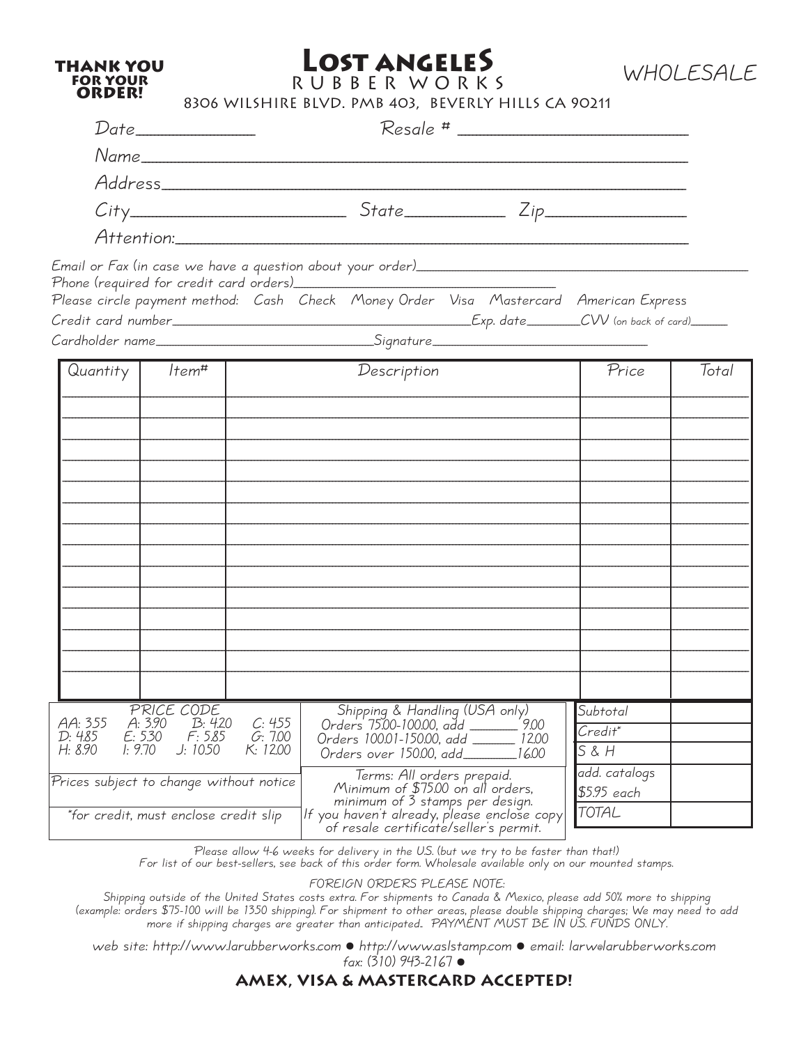**THANK YOU FOR YOUR ORDER!**

# Lost angeleS
## RUBBER WORKS

8306 WILSHIRE BLVD. PMB 403, BEVERLY HILLS CA 90211

WHOLESALE

Date_______________ Resale # ____________________________

Name_________________________________________________________

Address_______________________________________________________

City__________________________ State____________ Zip________________

Attention:_____________________________________________________

Email or Fax (in case we have a question about your order)_____________________________________________

Phone (required for credit card orders)___________________________________

Please circle payment method: Cash Check Money Order Visa Mastercard American Express

Credit card number__________________________________________Exp. date________CVV (on back of card)______

Cardholder name______________________________Signature______________________________

| Quantity | Item# | Description | Price | Total |
|---|---|---|---|---|
| | | | | |
| | | | | |
| | | | | |
| | | | | |
| | | | | |
| | | | | |
| | | | | |
| | | | | |
| | | | | |
| | | | | |
| | | | | |
| | | | | |
| | | | | |
| | | | | |
| | | | | |

| PRICE CODE | | | |
|---|---|---|---|
| AA: 3.55 | A: 3.90 | B: 4.20 | C: 4.55 |
| D: 4.85 | E: 5.30 | F: 5.85 | G: 7.00 |
| H: 8.90 | I: 9.70 | J: 10.50 | K: 12.00 |

Prices subject to change without notice

*for credit, must enclose credit slip

**Shipping & Handling (USA only)**
Orders 75.00-100.00, add _______ 9.00
Orders 100.01-150.00, add ______ 12.00
Orders over 150.00, add________16.00

Terms: All orders prepaid.
Minimum of $75.00 on all orders,
minimum of 3 stamps per design.
If you haven't already, please enclose copy of resale certificate/seller's permit.

| | |
|---|---|
| Subtotal | |
| Credit* | |
| S & H | |
| add. catalogs $5.95 each | |
| TOTAL | |

Please allow 4-6 weeks for delivery in the US. (but we try to be faster than that!)
For list of our best-sellers, see back of this order form. Wholesale available only on our mounted stamps.

FOREIGN ORDERS PLEASE NOTE:
Shipping outside of the United States costs extra. For shipments to Canada & Mexico, please add 50% more to shipping (example: orders $75-100 will be 13.50 shipping). For shipment to other areas, please double shipping charges; We may need to add more if shipping charges are greater than anticipated. PAYMENT MUST BE IN US. FUNDS ONLY.

web site: http://www.larubberworks.com ● http://www.aslstamp.com ● email: larw@larubberworks.com
fax: (310) 943-2167 ●

**AMEX, VISA & MASTERCARD ACCEPTED!**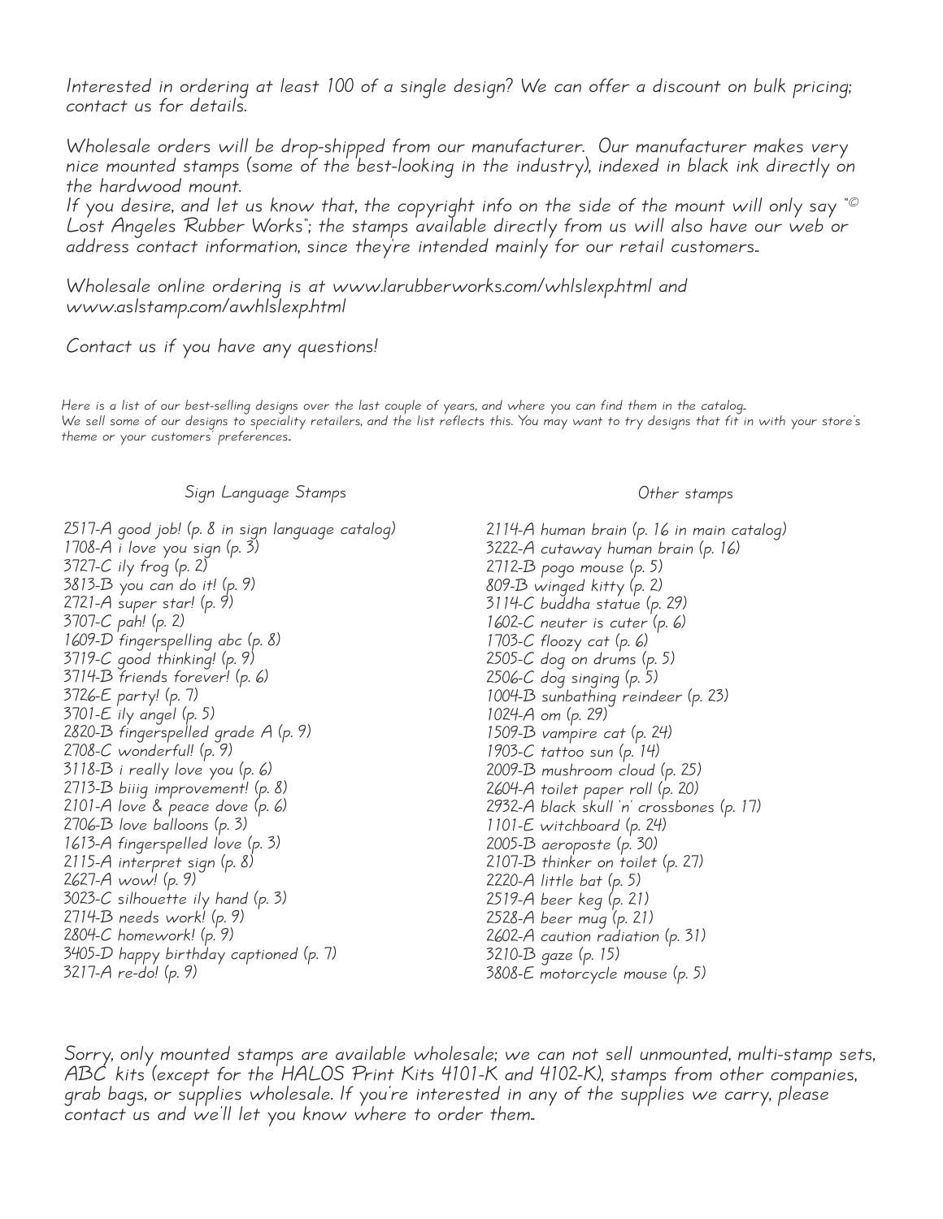Interested in ordering at least 100 of a single design? We can offer a discount on bulk pricing; contact us for details.

Wholesale orders will be drop-shipped from our manufacturer. Our manufacturer makes very nice mounted stamps (some of the best-looking in the industry), indexed in black ink directly on the hardwood mount.
If you desire, and let us know that, the copyright info on the side of the mount will only say "© Lost Angeles Rubber Works"; the stamps available directly from us will also have our web or address contact information, since they're intended mainly for our retail customers..

Wholesale online ordering is at www.larubberworks.com/whlslexp.html and www.aslstamp.com/awhlslexp.html

Contact us if you have any questions!

Here is a list of our best-selling designs over the last couple of years, and where you can find them in the catalog.
We sell some of our designs to speciality retailers, and the list reflects this. You may want to try designs that fit in with your store's theme or your customers' preferences.

Sign Language Stamps

- 2517-A good job! (p. 8 in sign language catalog)
- 1708-A i love you sign (p. 3)
- 3727-C ily frog (p. 2)
- 3813-B you can do it! (p. 9)
- 2721-A super star! (p. 9)
- 3707-C pah! (p. 2)
- 1609-D fingerspelling abc (p. 8)
- 3719-C good thinking! (p. 9)
- 3714-B friends forever! (p. 6)
- 3726-E party! (p. 7)
- 3701-E ily angel (p. 5)
- 2820-B fingerspelled grade A (p. 9)
- 2708-C wonderful! (p. 9)
- 3118-B i really love you (p. 6)
- 2713-B biiig improvement! (p. 8)
- 2101-A love & peace dove (p. 6)
- 2706-B love balloons (p. 3)
- 1613-A fingerspelled love (p. 3)
- 2115-A interpret sign (p. 8)
- 2627-A wow! (p. 9)
- 3023-C silhouette ily hand (p. 3)
- 2714-B needs work! (p. 9)
- 2804-C homework! (p. 9)
- 3405-D happy birthday captioned (p. 7)
- 3217-A re-do! (p. 9)

Other stamps

- 2114-A human brain (p. 16 in main catalog)
- 3222-A cutaway human brain (p. 16)
- 2712-B pogo mouse (p. 5)
- 809-B winged kitty (p. 2)
- 3114-C buddha statue (p. 29)
- 1602-C neuter is cuter (p. 6)
- 1703-C floozy cat (p. 6)
- 2505-C dog on drums (p. 5)
- 2506-C dog singing (p. 5)
- 1004-B sunbathing reindeer (p. 23)
- 1024-A om (p. 29)
- 1509-B vampire cat (p. 24)
- 1903-C tattoo sun (p. 14)
- 2009-B mushroom cloud (p. 25)
- 2604-A toilet paper roll (p. 20)
- 2932-A black skull 'n' crossbones (p. 17)
- 1101-E witchboard (p. 24)
- 2005-B aeroposte (p. 30)
- 2107-B thinker on toilet (p. 27)
- 2220-A little bat (p. 5)
- 2519-A beer keg (p. 21)
- 2528-A beer mug (p. 21)
- 2602-A caution radiation (p. 31)
- 3210-B gaze (p. 15)
- 3808-E motorcycle mouse (p. 5)

Sorry, only mounted stamps are available wholesale; we can not sell unmounted, multi-stamp sets, ABC kits (except for the HALOS Print Kits 4101-K and 4102-K), stamps from other companies, grab bags, or supplies wholesale. If you're interested in any of the supplies we carry, please contact us and we'll let you know where to order them..